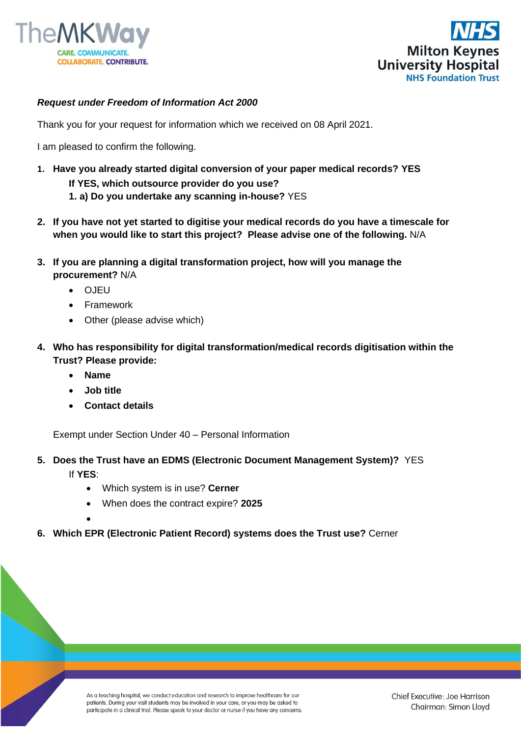*Request under Freedom of Information Act 2000*

Thank you for your request for information which we received on 08 April 2021.

I am pleased to confirm the following.

1. **Have you already started digital conversion of your paper medical records? YES**
   **If YES, which outsource provider do you use?**
   **1. a) Do you undertake any scanning in-house?** YES

2. **If you have not yet started to digitise your medical records do you have a timescale for when you would like to start this project? Please advise one of the following.** N/A

3. **If you are planning a digital transformation project, how will you manage the procurement?** N/A
   - OJEU
   - Framework
   - Other (please advise which)

4. **Who has responsibility for digital transformation/medical records digitisation within the Trust? Please provide:**
   - **Name**
   - **Job title**
   - **Contact details**

   Exempt under Section Under 40 – Personal Information

5. **Does the Trust have an EDMS (Electronic Document Management System)?** YES
   If **YES**:
   - Which system is in use? **Cerner**
   - When does the contract expire? **2025**

6. **Which EPR (Electronic Patient Record) systems does the Trust use?** Cerner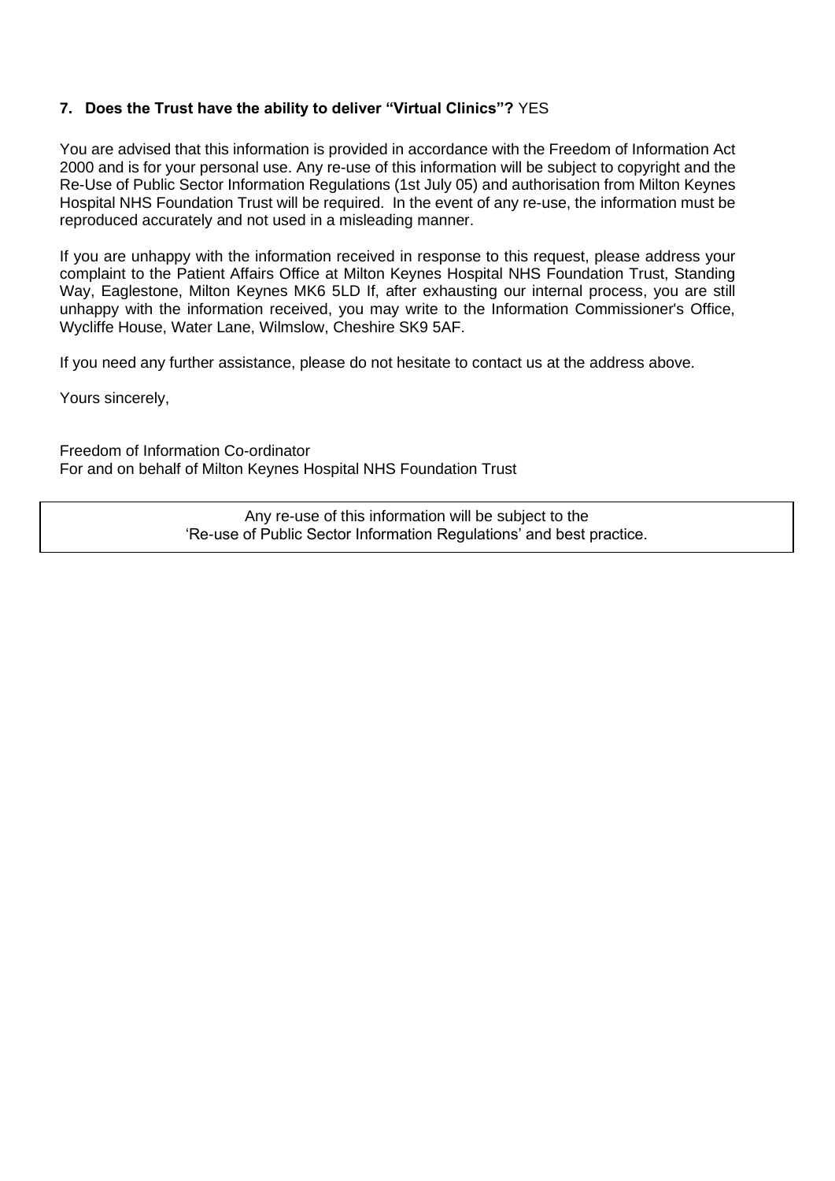7. **Does the Trust have the ability to deliver "Virtual Clinics"?** YES

You are advised that this information is provided in accordance with the Freedom of Information Act 2000 and is for your personal use. Any re-use of this information will be subject to copyright and the Re-Use of Public Sector Information Regulations (1st July 05) and authorisation from Milton Keynes Hospital NHS Foundation Trust will be required. In the event of any re-use, the information must be reproduced accurately and not used in a misleading manner.

If you are unhappy with the information received in response to this request, please address your complaint to the Patient Affairs Office at Milton Keynes Hospital NHS Foundation Trust, Standing Way, Eaglestone, Milton Keynes MK6 5LD If, after exhausting our internal process, you are still unhappy with the information received, you may write to the Information Commissioner's Office, Wycliffe House, Water Lane, Wilmslow, Cheshire SK9 5AF.

If you need any further assistance, please do not hesitate to contact us at the address above.

Yours sincerely,

Freedom of Information Co-ordinator
For and on behalf of Milton Keynes Hospital NHS Foundation Trust

Any re-use of this information will be subject to the
'Re-use of Public Sector Information Regulations' and best practice.